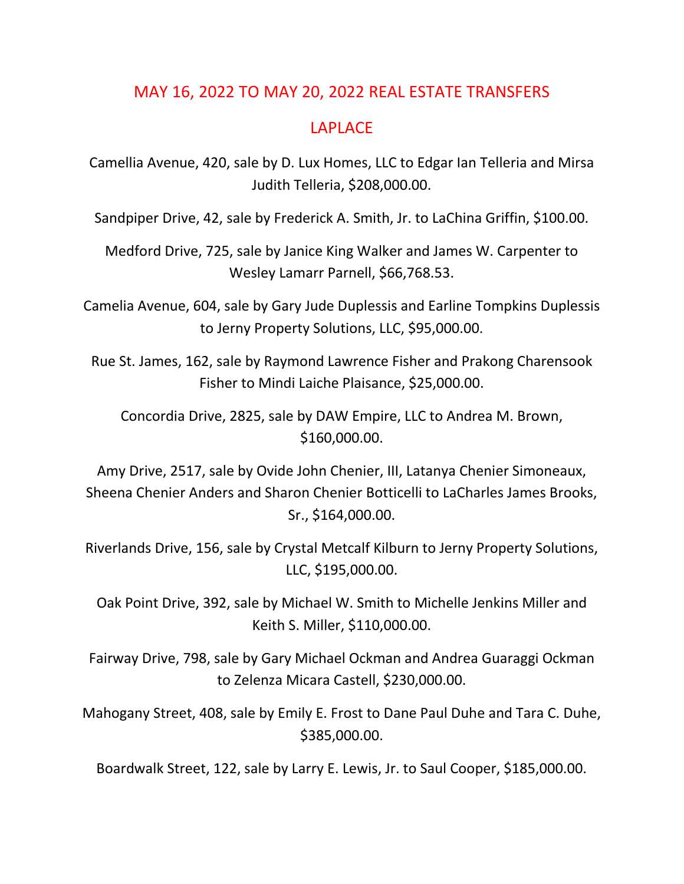# MAY 16, 2022 TO MAY 20, 2022 REAL ESTATE TRANSFERS

## LAPLACE

Camellia Avenue, 420, sale by D. Lux Homes, LLC to Edgar Ian Telleria and Mirsa Judith Telleria, $208,000.00.

Sandpiper Drive, 42, sale by Frederick A. Smith, Jr. to LaChina Griffin, $100.00.

Medford Drive, 725, sale by Janice King Walker and James W. Carpenter to Wesley Lamarr Parnell, $66,768.53.

Camelia Avenue, 604, sale by Gary Jude Duplessis and Earline Tompkins Duplessis to Jerny Property Solutions, LLC, $95,000.00.

Rue St. James, 162, sale by Raymond Lawrence Fisher and Prakong Charensook Fisher to Mindi Laiche Plaisance, $25,000.00.

Concordia Drive, 2825, sale by DAW Empire, LLC to Andrea M. Brown, $160,000.00.

Amy Drive, 2517, sale by Ovide John Chenier, III, Latanya Chenier Simoneaux, Sheena Chenier Anders and Sharon Chenier Botticelli to LaCharles James Brooks, Sr., $164,000.00.

Riverlands Drive, 156, sale by Crystal Metcalf Kilburn to Jerny Property Solutions, LLC, $195,000.00.

Oak Point Drive, 392, sale by Michael W. Smith to Michelle Jenkins Miller and Keith S. Miller, $110,000.00.

Fairway Drive, 798, sale by Gary Michael Ockman and Andrea Guaraggi Ockman to Zelenza Micara Castell, $230,000.00.

Mahogany Street, 408, sale by Emily E. Frost to Dane Paul Duhe and Tara C. Duhe, $385,000.00.

Boardwalk Street, 122, sale by Larry E. Lewis, Jr. to Saul Cooper, $185,000.00.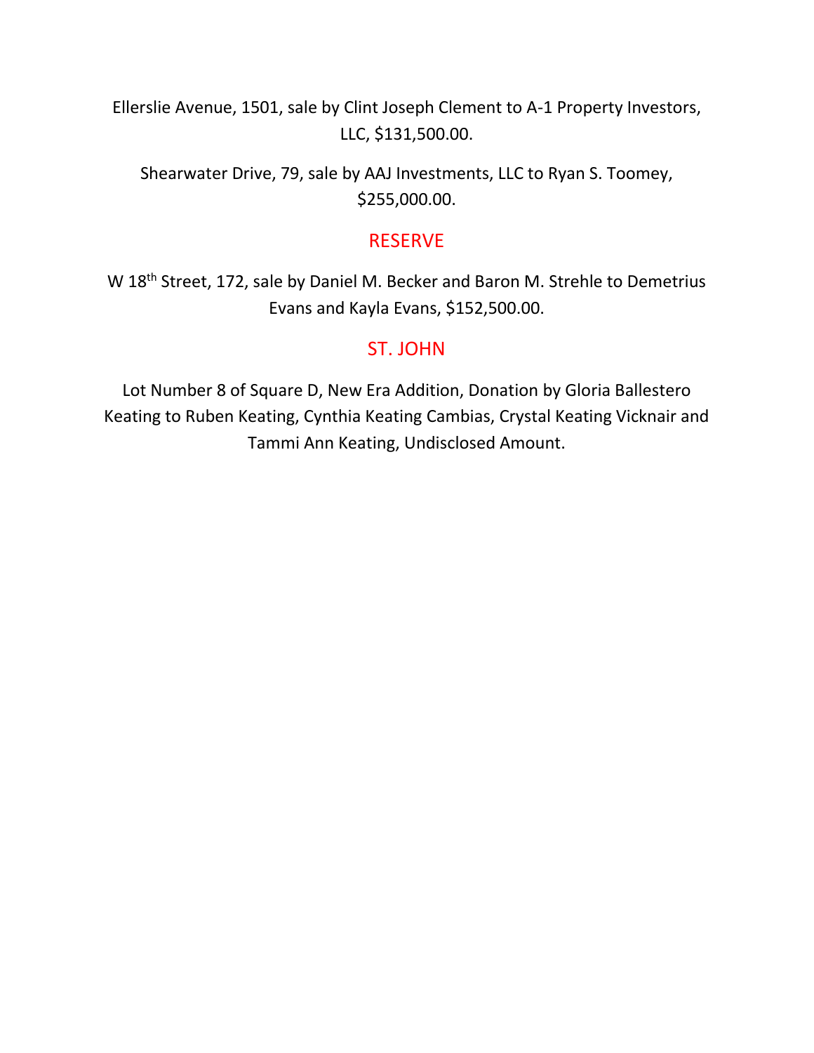Ellerslie Avenue, 1501, sale by Clint Joseph Clement to A-1 Property Investors, LLC, $131,500.00.

Shearwater Drive, 79, sale by AAJ Investments, LLC to Ryan S. Toomey, $255,000.00.

## RESERVE

W 18th Street, 172, sale by Daniel M. Becker and Baron M. Strehle to Demetrius Evans and Kayla Evans, $152,500.00.

## ST. JOHN

Lot Number 8 of Square D, New Era Addition, Donation by Gloria Ballestero Keating to Ruben Keating, Cynthia Keating Cambias, Crystal Keating Vicknair and Tammi Ann Keating, Undisclosed Amount.